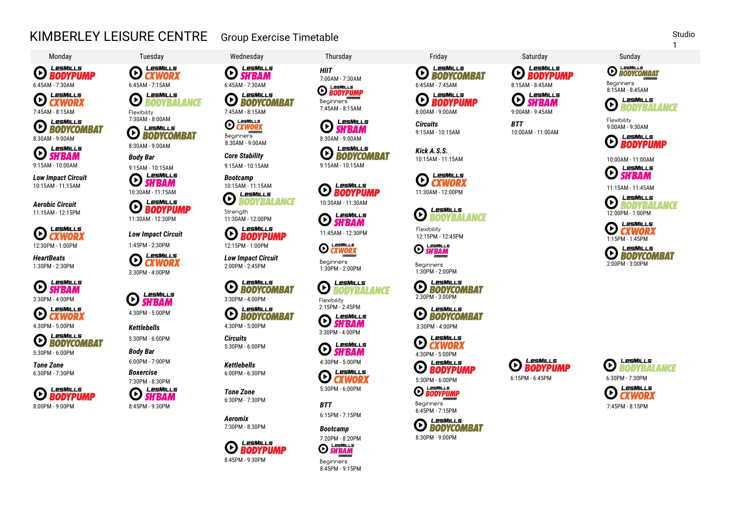# KIMBERLEY LEISURE CENTRE Group Exercise Timetable

Studio 1

## Monday

- LesMills BODYPUMP — 6:45AM - 7:30AM
- LesMills CXWORX — 7:45AM - 8:15AM
- LesMills BODYCOMBAT — 8:30AM - 9:00AM
- LesMills SH'BAM — 9:15AM - 10:00AM
- Low Impact Circuit — 10:15AM - 11:15AM
- Aerobic Circuit — 11:15AM - 12:15PM
- LesMills CXWORX — 12:30PM - 1:00PM
- HeartBeats — 1:30PM - 2:30PM
- LesMills SH'BAM — 3:30PM - 4:00PM
- LesMills CXWORX — 4:30PM - 5:00PM
- LesMills BODYCOMBAT — 5:30PM - 6:00PM
- Tone Zone — 6:30PM - 7:30PM
- LesMills BODYPUMP — 8:00PM - 9:00PM

## Tuesday

- LesMills CXWORX — 6:45AM - 7:15AM
- LesMills BODYBALANCE Flexibility — 7:30AM - 8:00AM
- LesMills BODYCOMBAT — 8:30AM - 9:00AM
- Body Bar — 9:15AM - 10:15AM
- LesMills SH'BAM — 10:30AM - 11:15AM
- LesMills BODYPUMP — 11:30AM - 12:30PM
- Low Impact Circuit — 1:45PM - 2:30PM
- LesMills CXWORX — 3:30PM - 4:00PM
- LesMills SH'BAM — 4:30PM - 5:00PM
- Kettlebells — 5:30PM - 6:00PM
- Body Bar — 6:00PM - 7:00PM
- Boxercise — 7:30PM - 8:30PM
- LesMills SH'BAM — 8:45PM - 9:30PM

## Wednesday

- LesMills SH'BAM — 6:45AM - 7:30AM
- LesMills BODYCOMBAT — 7:45AM - 8:15AM
- LesMills CXWORX Beginners — 8:30AM - 9:00AM
- Core Stability — 9:15AM - 10:15AM
- Bootcamp — 10:15AM - 11:15AM
- LesMills BODYBALANCE Strength — 11:30AM - 12:00PM
- LesMills BODYPUMP — 12:15PM - 1:00PM
- Low Impact Circuit — 2:00PM - 2:45PM
- LesMills BODYCOMBAT — 3:30PM - 4:00PM
- LesMills BODYCOMBAT — 4:30PM - 5:00PM
- Circuits — 5:30PM - 6:00PM
- Kettlebells — 6:00PM - 6:30PM
- Tone Zone — 6:30PM - 7:30PM
- Aeromix — 7:30PM - 8:30PM
- LesMills BODYPUMP — 8:45PM - 9:30PM

## Thursday

- HIIT — 7:00AM - 7:30AM
- LesMills BODYPUMP Beginners — 7:45AM - 8:15AM
- LesMills SH'BAM — 8:30AM - 9:00AM
- LesMills BODYCOMBAT — 9:15AM - 10:15AM
- LesMills BODYPUMP — 10:30AM - 11:30AM
- LesMills SH'BAM — 11:45AM - 12:30PM
- LesMills CXWORX Beginners — 1:30PM - 2:00PM
- LesMills BODYBALANCE Flexibility — 2:15PM - 2:45PM
- LesMills SH'BAM — 3:30PM - 4:00PM
- LesMills SH'BAM — 4:30PM - 5:00PM
- LesMills CXWORX — 5:30PM - 6:00PM
- BTT — 6:15PM - 7:15PM
- Bootcamp — 7:20PM - 8:20PM
- LesMills SH'BAM Beginners — 8:45PM - 9:15PM

## Friday

- LesMills BODYCOMBAT — 6:45AM - 7:45AM
- LesMills BODYPUMP — 8:00AM - 9:00AM
- Circuits — 9:15AM - 10:15AM
- Kick A.S.S. — 10:15AM - 11:15AM
- LesMills CXWORX — 11:30AM - 12:00PM
- LesMills BODYBALANCE Flexibility — 12:15PM - 12:45PM
- LesMills SH'BAM Beginners — 1:30PM - 2:00PM
- LesMills BODYCOMBAT — 2:30PM - 3:00PM
- LesMills BODYCOMBAT — 3:30PM - 4:00PM
- LesMills CXWORX — 4:30PM - 5:00PM
- LesMills BODYPUMP — 5:30PM - 6:00PM
- LesMills BODYPUMP Beginners — 6:45PM - 7:15PM
- LesMills BODYCOMBAT — 8:30PM - 9:00PM

## Saturday

- LesMills BODYPUMP — 8:15AM - 8:45AM
- LesMills SH'BAM — 9:00AM - 9:45AM
- BTT — 10:00AM - 11:00AM
- LesMills BODYPUMP — 6:15PM - 6:45PM

## Sunday

- LesMills BODYCOMBAT Beginners — 8:15AM - 8:45AM
- LesMills BODYBALANCE Flexibility — 9:00AM - 9:30AM
- LesMills BODYPUMP — 10:00AM - 11:00AM
- LesMills SH'BAM — 11:15AM - 11:45AM
- LesMills BODYBALANCE — 12:00PM - 1:00PM
- LesMills CXWORX — 1:15PM - 1:45PM
- LesMills BODYCOMBAT — 2:00PM - 3:00PM
- LesMills BODYBALANCE — 6:30PM - 7:30PM
- LesMills CXWORX — 7:45PM - 8:15PM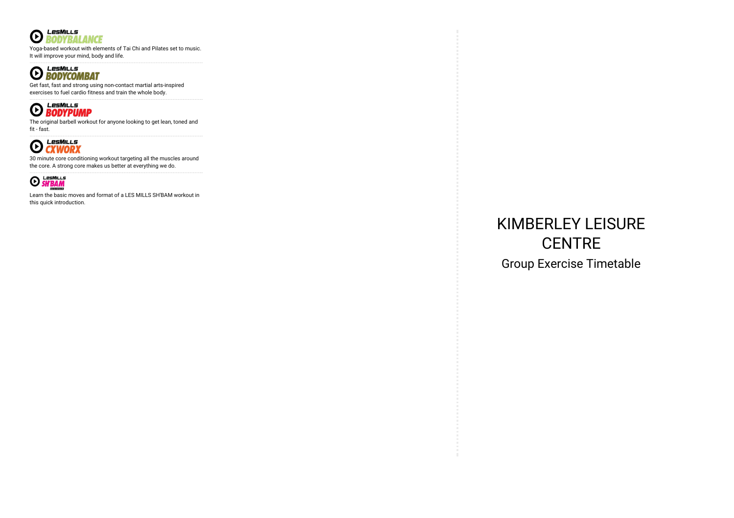### LesMills BODYBALANCE

Yoga-based workout with elements of Tai Chi and Pilates set to music. It will improve your mind, body and life.

### LesMills BODYCOMBAT

Get fast, fast and strong using non-contact martial arts-inspired exercises to fuel cardio fitness and train the whole body.

### LesMills BODYPUMP

The original barbell workout for anyone looking to get lean, toned and fit - fast.

### LesMills CXWORX

30 minute core conditioning workout targeting all the muscles around the core. A strong core makes us better at everything we do.

### LesMills SH'BAM

Learn the basic moves and format of a LES MILLS SH'BAM workout in this quick introduction.

# KIMBERLEY LEISURE CENTRE

## Group Exercise Timetable